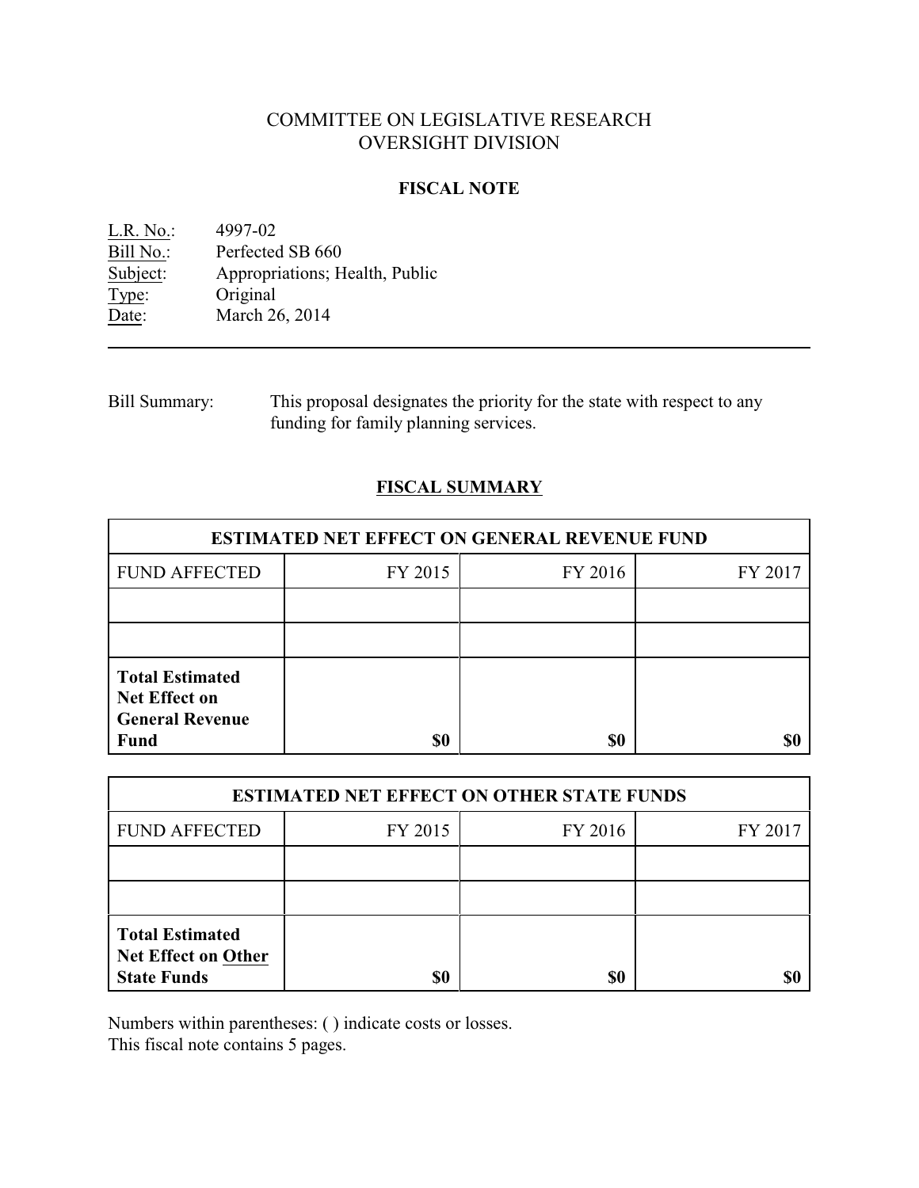COMMITTEE ON LEGISLATIVE RESEARCH
OVERSIGHT DIVISION

**FISCAL NOTE**

L.R. No.: 4997-02
Bill No.: Perfected SB 660
Subject: Appropriations; Health, Public
Type: Original
Date: March 26, 2014

Bill Summary: This proposal designates the priority for the state with respect to any funding for family planning services.

## FISCAL SUMMARY

| ESTIMATED NET EFFECT ON GENERAL REVENUE FUND | | | |
|---|---|---|---|
| FUND AFFECTED | FY 2015 | FY 2016 | FY 2017 |
| | | | |
| | | | |
| **Total Estimated Net Effect on General Revenue Fund** | **$0** | **$0** | **$0** |

| ESTIMATED NET EFFECT ON OTHER STATE FUNDS | | | |
|---|---|---|---|
| FUND AFFECTED | FY 2015 | FY 2016 | FY 2017 |
| | | | |
| | | | |
| **Total Estimated Net Effect on Other State Funds** | **$0** | **$0** | **$0** |

Numbers within parentheses: ( ) indicate costs or losses.
This fiscal note contains 5 pages.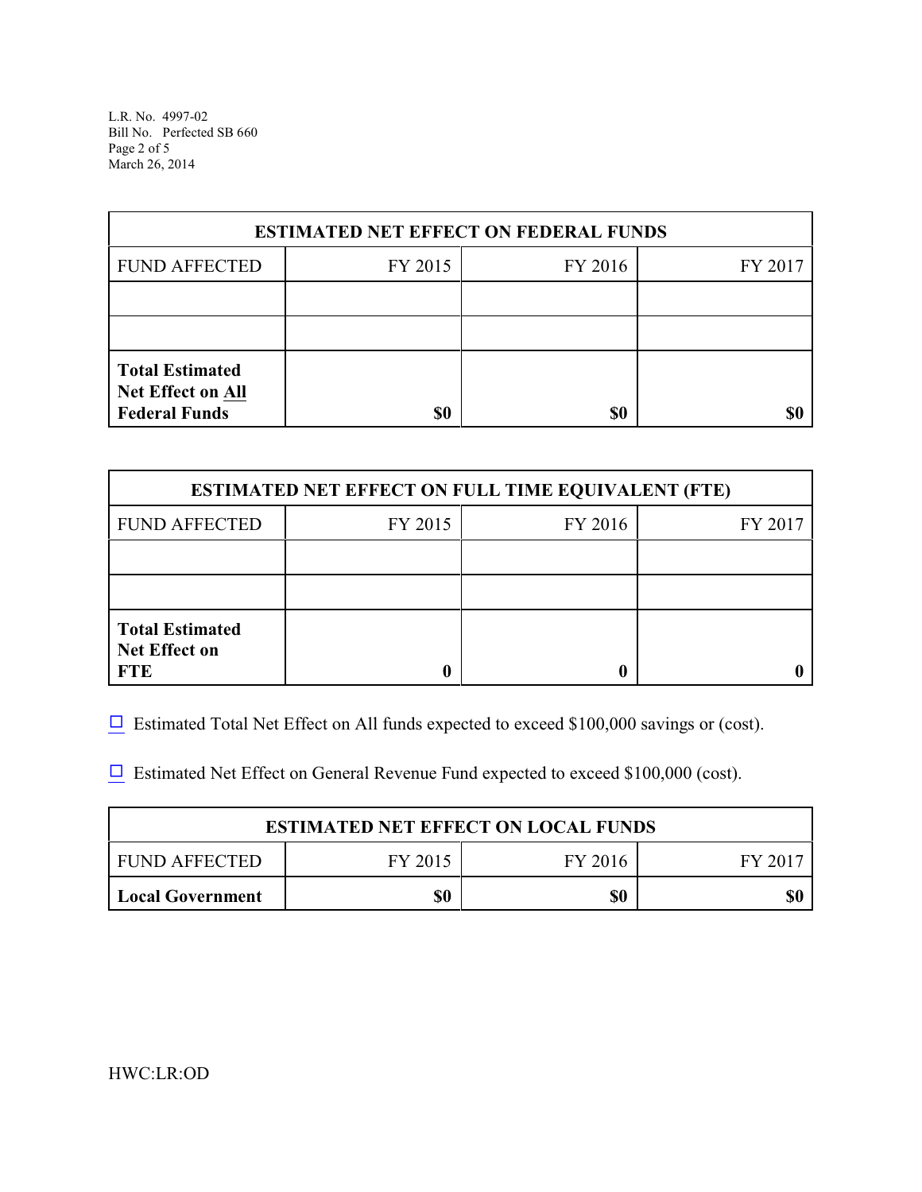| ESTIMATED NET EFFECT ON FEDERAL FUNDS | | | |
|---|---|---|---|
| FUND AFFECTED | FY 2015 | FY 2016 | FY 2017 |
| | | | |
| | | | |
| **Total Estimated Net Effect on All Federal Funds** | **$0** | **$0** | **$0** |

| ESTIMATED NET EFFECT ON FULL TIME EQUIVALENT (FTE) | | | |
|---|---|---|---|
| FUND AFFECTED | FY 2015 | FY 2016 | FY 2017 |
| | | | |
| | | | |
| **Total Estimated Net Effect on FTE** | **0** | **0** | **0** |

☐ Estimated Total Net Effect on All funds expected to exceed $100,000 savings or (cost).

☐ Estimated Net Effect on General Revenue Fund expected to exceed $100,000 (cost).

| ESTIMATED NET EFFECT ON LOCAL FUNDS | | | |
|---|---|---|---|
| FUND AFFECTED | FY 2015 | FY 2016 | FY 2017 |
| **Local Government** | **$0** | **$0** | **$0** |

HWC:LR:OD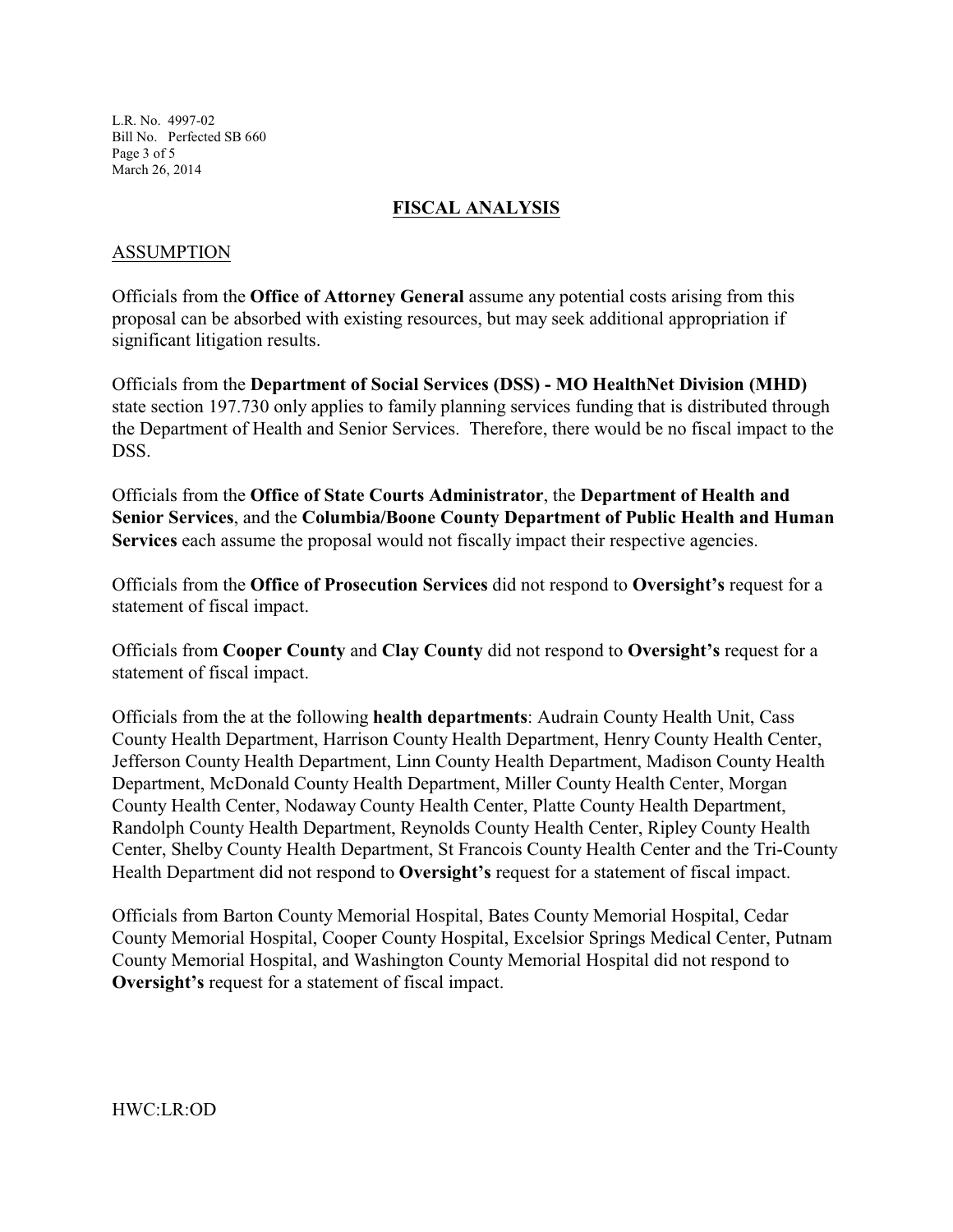## FISCAL ANALYSIS

### ASSUMPTION

Officials from the **Office of Attorney General** assume any potential costs arising from this proposal can be absorbed with existing resources, but may seek additional appropriation if significant litigation results.

Officials from the **Department of Social Services (DSS) - MO HealthNet Division (MHD)** state section 197.730 only applies to family planning services funding that is distributed through the Department of Health and Senior Services. Therefore, there would be no fiscal impact to the DSS.

Officials from the **Office of State Courts Administrator**, the **Department of Health and Senior Services**, and the **Columbia/Boone County Department of Public Health and Human Services** each assume the proposal would not fiscally impact their respective agencies.

Officials from the **Office of Prosecution Services** did not respond to **Oversight's** request for a statement of fiscal impact.

Officials from **Cooper County** and **Clay County** did not respond to **Oversight's** request for a statement of fiscal impact.

Officials from the at the following **health departments**: Audrain County Health Unit, Cass County Health Department, Harrison County Health Department, Henry County Health Center, Jefferson County Health Department, Linn County Health Department, Madison County Health Department, McDonald County Health Department, Miller County Health Center, Morgan County Health Center, Nodaway County Health Center, Platte County Health Department, Randolph County Health Department, Reynolds County Health Center, Ripley County Health Center, Shelby County Health Department, St Francois County Health Center and the Tri-County Health Department did not respond to **Oversight's** request for a statement of fiscal impact.

Officials from Barton County Memorial Hospital, Bates County Memorial Hospital, Cedar County Memorial Hospital, Cooper County Hospital, Excelsior Springs Medical Center, Putnam County Memorial Hospital, and Washington County Memorial Hospital did not respond to **Oversight's** request for a statement of fiscal impact.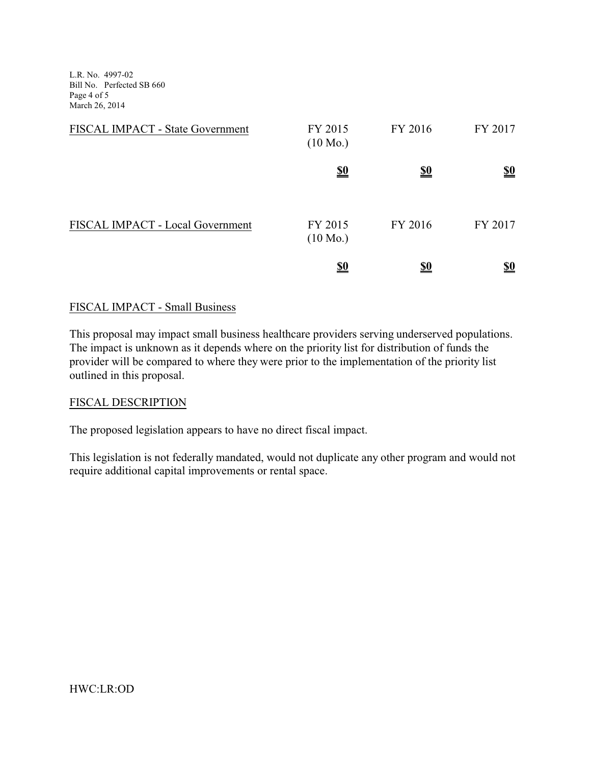| FISCAL IMPACT - State Government | FY 2015 (10 Mo.) | FY 2016 | FY 2017 |
|---|---|---|---|
| | **$0** | **$0** | **$0** |

| FISCAL IMPACT - Local Government | FY 2015 (10 Mo.) | FY 2016 | FY 2017 |
|---|---|---|---|
| | **$0** | **$0** | **$0** |

## FISCAL IMPACT - Small Business

This proposal may impact small business healthcare providers serving underserved populations. The impact is unknown as it depends where on the priority list for distribution of funds the provider will be compared to where they were prior to the implementation of the priority list outlined in this proposal.

## FISCAL DESCRIPTION

The proposed legislation appears to have no direct fiscal impact.

This legislation is not federally mandated, would not duplicate any other program and would not require additional capital improvements or rental space.

HWC:LR:OD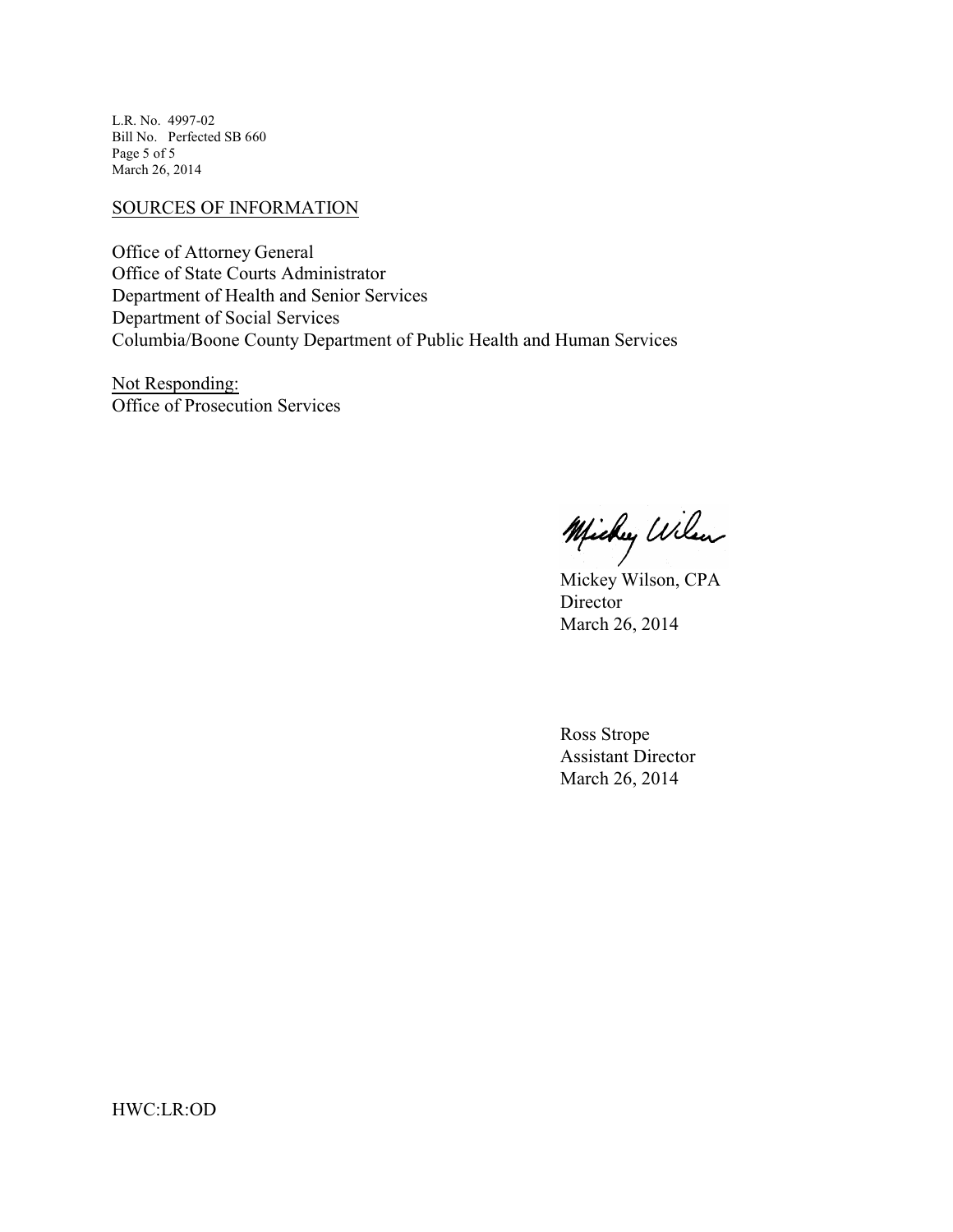SOURCES OF INFORMATION

Office of Attorney General
Office of State Courts Administrator
Department of Health and Senior Services
Department of Social Services
Columbia/Boone County Department of Public Health and Human Services

Not Responding:
Office of Prosecution Services

Mickey Wilson, CPA
Director
March 26, 2014

Ross Strope
Assistant Director
March 26, 2014

HWC:LR:OD